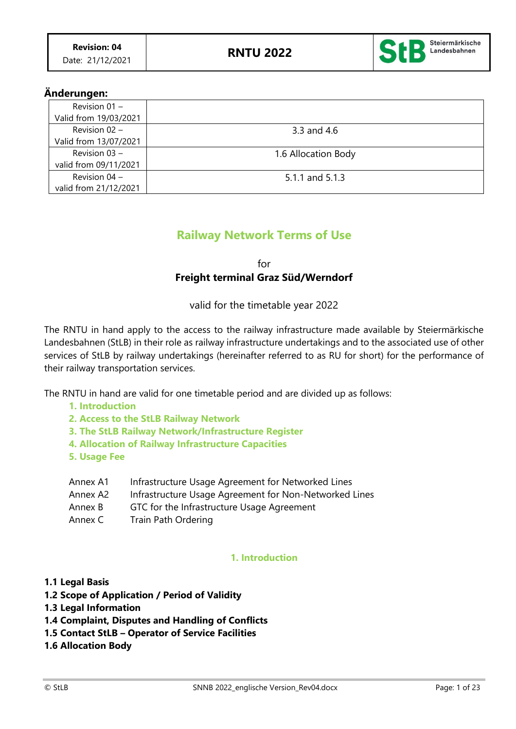**Änderungen:**

| | |
|---|---|
| Revision 01 – Valid from 19/03/2021 | |
| Revision 02 – Valid from 13/07/2021 | 3.3 and 4.6 |
| Revision 03 – valid from 09/11/2021 | 1.6 Allocation Body |
| Revision 04 – valid from 21/12/2021 | 5.1.1 and 5.1.3 |

# Railway Network Terms of Use

for

**Freight terminal Graz Süd/Werndorf**

valid for the timetable year 2022

The RNTU in hand apply to the access to the railway infrastructure made available by Steiermärkische Landesbahnen (StLB) in their role as railway infrastructure undertakings and to the associated use of other services of StLB by railway undertakings (hereinafter referred to as RU for short) for the performance of their railway transportation services.

The RNTU in hand are valid for one timetable period and are divided up as follows:

1. Introduction
2. Access to the StLB Railway Network
3. The StLB Railway Network/Infrastructure Register
4. Allocation of Railway Infrastructure Capacities
5. Usage Fee

| | |
|---|---|
| Annex A1 | Infrastructure Usage Agreement for Networked Lines |
| Annex A2 | Infrastructure Usage Agreement for Non-Networked Lines |
| Annex B | GTC for the Infrastructure Usage Agreement |
| Annex C | Train Path Ordering |

## 1. Introduction

**1.1 Legal Basis**
**1.2 Scope of Application / Period of Validity**
**1.3 Legal Information**
**1.4 Complaint, Disputes and Handling of Conflicts**
**1.5 Contact StLB – Operator of Service Facilities**
**1.6 Allocation Body**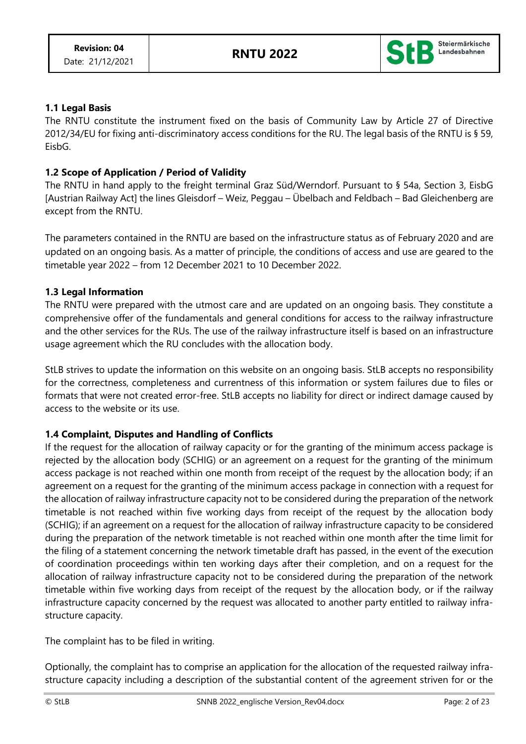### 1.1 Legal Basis

The RNTU constitute the instrument fixed on the basis of Community Law by Article 27 of Directive 2012/34/EU for fixing anti-discriminatory access conditions for the RU. The legal basis of the RNTU is § 59, EisbG.

### 1.2 Scope of Application / Period of Validity

The RNTU in hand apply to the freight terminal Graz Süd/Werndorf. Pursuant to § 54a, Section 3, EisbG [Austrian Railway Act] the lines Gleisdorf – Weiz, Peggau – Übelbach and Feldbach – Bad Gleichenberg are except from the RNTU.

The parameters contained in the RNTU are based on the infrastructure status as of February 2020 and are updated on an ongoing basis. As a matter of principle, the conditions of access and use are geared to the timetable year 2022 – from 12 December 2021 to 10 December 2022.

### 1.3 Legal Information

The RNTU were prepared with the utmost care and are updated on an ongoing basis. They constitute a comprehensive offer of the fundamentals and general conditions for access to the railway infrastructure and the other services for the RUs. The use of the railway infrastructure itself is based on an infrastructure usage agreement which the RU concludes with the allocation body.

StLB strives to update the information on this website on an ongoing basis. StLB accepts no responsibility for the correctness, completeness and currentness of this information or system failures due to files or formats that were not created error-free. StLB accepts no liability for direct or indirect damage caused by access to the website or its use.

### 1.4 Complaint, Disputes and Handling of Conflicts

If the request for the allocation of railway capacity or for the granting of the minimum access package is rejected by the allocation body (SCHIG) or an agreement on a request for the granting of the minimum access package is not reached within one month from receipt of the request by the allocation body; if an agreement on a request for the granting of the minimum access package in connection with a request for the allocation of railway infrastructure capacity not to be considered during the preparation of the network timetable is not reached within five working days from receipt of the request by the allocation body (SCHIG); if an agreement on a request for the allocation of railway infrastructure capacity to be considered during the preparation of the network timetable is not reached within one month after the time limit for the filing of a statement concerning the network timetable draft has passed, in the event of the execution of coordination proceedings within ten working days after their completion, and on a request for the allocation of railway infrastructure capacity not to be considered during the preparation of the network timetable within five working days from receipt of the request by the allocation body, or if the railway infrastructure capacity concerned by the request was allocated to another party entitled to railway infrastructure capacity.

The complaint has to be filed in writing.

Optionally, the complaint has to comprise an application for the allocation of the requested railway infrastructure capacity including a description of the substantial content of the agreement striven for or the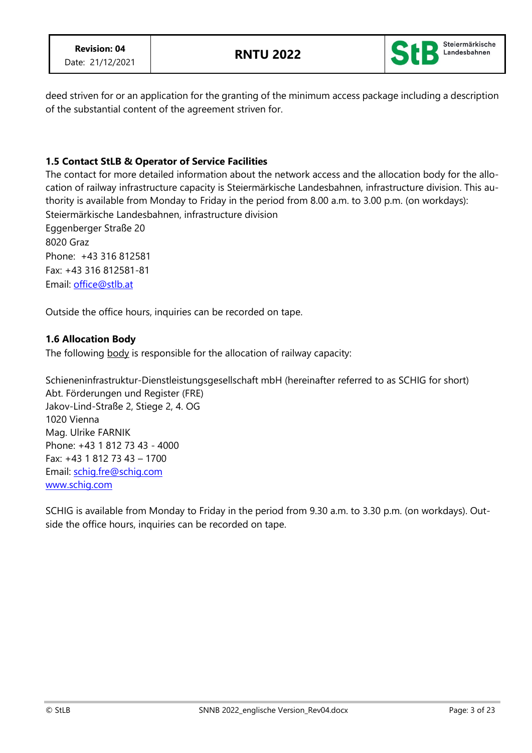deed striven for or an application for the granting of the minimum access package including a description of the substantial content of the agreement striven for.

### 1.5 Contact StLB & Operator of Service Facilities

The contact for more detailed information about the network access and the allocation body for the allocation of railway infrastructure capacity is Steiermärkische Landesbahnen, infrastructure division. This authority is available from Monday to Friday in the period from 8.00 a.m. to 3.00 p.m. (on workdays):
Steiermärkische Landesbahnen, infrastructure division
Eggenberger Straße 20
8020 Graz
Phone: +43 316 812581
Fax: +43 316 812581-81
Email: office@stlb.at

Outside the office hours, inquiries can be recorded on tape.

### 1.6 Allocation Body

The following body is responsible for the allocation of railway capacity:

Schieneninfrastruktur-Dienstleistungsgesellschaft mbH (hereinafter referred to as SCHIG for short)
Abt. Förderungen und Register (FRE)
Jakov-Lind-Straße 2, Stiege 2, 4. OG
1020 Vienna
Mag. Ulrike FARNIK
Phone: +43 1 812 73 43 - 4000
Fax: +43 1 812 73 43 – 1700
Email: schig.fre@schig.com
www.schig.com

SCHIG is available from Monday to Friday in the period from 9.30 a.m. to 3.30 p.m. (on workdays). Outside the office hours, inquiries can be recorded on tape.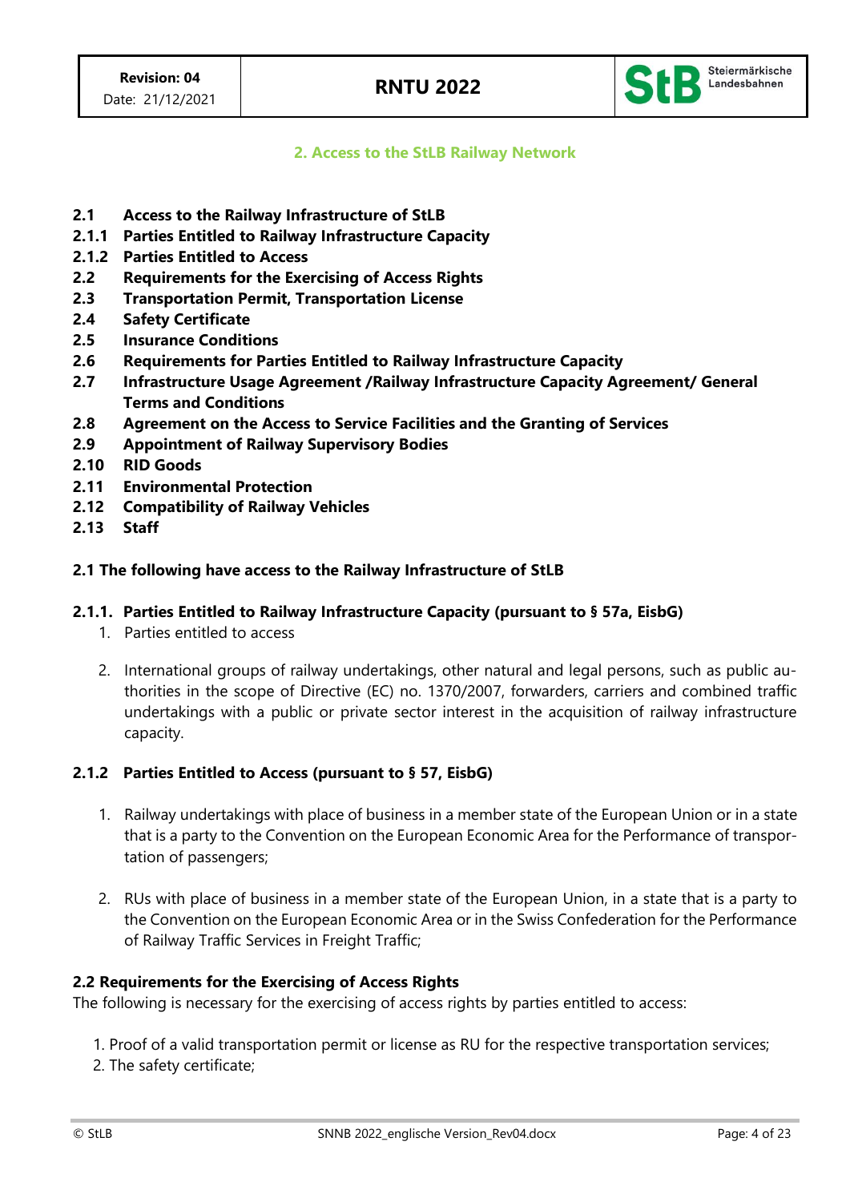## 2. Access to the StLB Railway Network

- **2.1 Access to the Railway Infrastructure of StLB**
- **2.1.1 Parties Entitled to Railway Infrastructure Capacity**
- **2.1.2 Parties Entitled to Access**
- **2.2 Requirements for the Exercising of Access Rights**
- **2.3 Transportation Permit, Transportation License**
- **2.4 Safety Certificate**
- **2.5 Insurance Conditions**
- **2.6 Requirements for Parties Entitled to Railway Infrastructure Capacity**
- **2.7 Infrastructure Usage Agreement /Railway Infrastructure Capacity Agreement/ General Terms and Conditions**
- **2.8 Agreement on the Access to Service Facilities and the Granting of Services**
- **2.9 Appointment of Railway Supervisory Bodies**
- **2.10 RID Goods**
- **2.11 Environmental Protection**
- **2.12 Compatibility of Railway Vehicles**
- **2.13 Staff**

### 2.1 The following have access to the Railway Infrastructure of StLB

#### 2.1.1. Parties Entitled to Railway Infrastructure Capacity (pursuant to § 57a, EisbG)

1. Parties entitled to access
2. International groups of railway undertakings, other natural and legal persons, such as public authorities in the scope of Directive (EC) no. 1370/2007, forwarders, carriers and combined traffic undertakings with a public or private sector interest in the acquisition of railway infrastructure capacity.

#### 2.1.2 Parties Entitled to Access (pursuant to § 57, EisbG)

1. Railway undertakings with place of business in a member state of the European Union or in a state that is a party to the Convention on the European Economic Area for the Performance of transportation of passengers;
2. RUs with place of business in a member state of the European Union, in a state that is a party to the Convention on the European Economic Area or in the Swiss Confederation for the Performance of Railway Traffic Services in Freight Traffic;

### 2.2 Requirements for the Exercising of Access Rights

The following is necessary for the exercising of access rights by parties entitled to access:

1. Proof of a valid transportation permit or license as RU for the respective transportation services;
2. The safety certificate;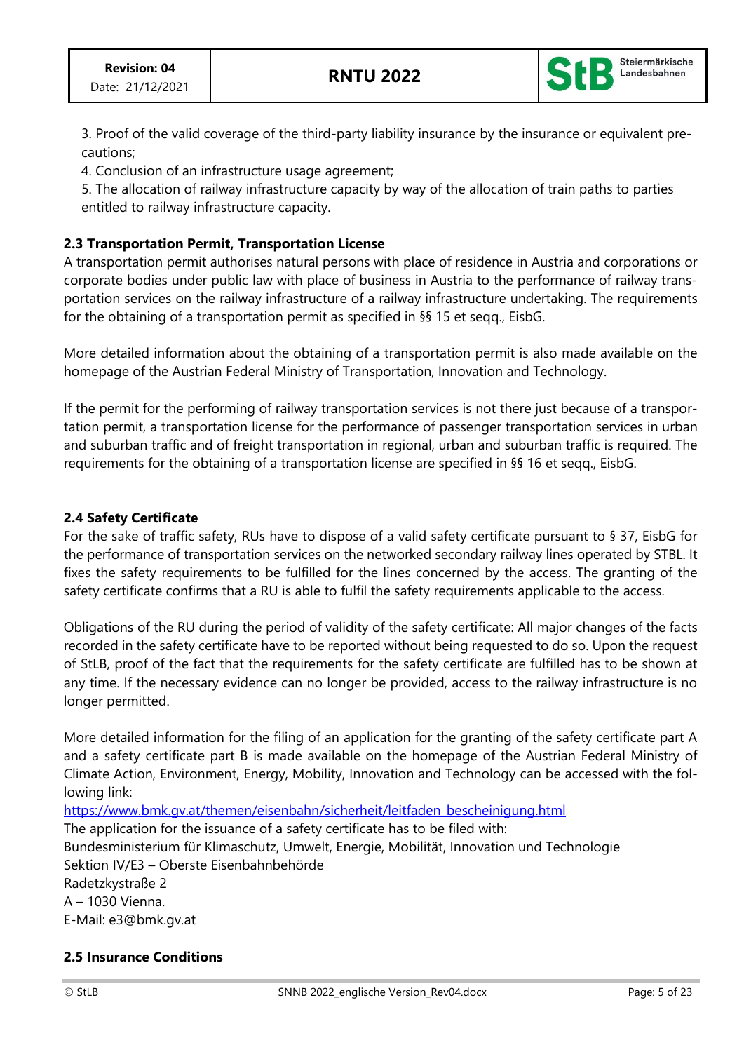3. Proof of the valid coverage of the third-party liability insurance by the insurance or equivalent precautions;
4. Conclusion of an infrastructure usage agreement;
5. The allocation of railway infrastructure capacity by way of the allocation of train paths to parties entitled to railway infrastructure capacity.

### 2.3 Transportation Permit, Transportation License

A transportation permit authorises natural persons with place of residence in Austria and corporations or corporate bodies under public law with place of business in Austria to the performance of railway transportation services on the railway infrastructure of a railway infrastructure undertaking. The requirements for the obtaining of a transportation permit as specified in §§ 15 et seqq., EisbG.

More detailed information about the obtaining of a transportation permit is also made available on the homepage of the Austrian Federal Ministry of Transportation, Innovation and Technology.

If the permit for the performing of railway transportation services is not there just because of a transportation permit, a transportation license for the performance of passenger transportation services in urban and suburban traffic and of freight transportation in regional, urban and suburban traffic is required. The requirements for the obtaining of a transportation license are specified in §§ 16 et seqq., EisbG.

### 2.4 Safety Certificate

For the sake of traffic safety, RUs have to dispose of a valid safety certificate pursuant to § 37, EisbG for the performance of transportation services on the networked secondary railway lines operated by STBL. It fixes the safety requirements to be fulfilled for the lines concerned by the access. The granting of the safety certificate confirms that a RU is able to fulfil the safety requirements applicable to the access.

Obligations of the RU during the period of validity of the safety certificate: All major changes of the facts recorded in the safety certificate have to be reported without being requested to do so. Upon the request of StLB, proof of the fact that the requirements for the safety certificate are fulfilled has to be shown at any time. If the necessary evidence can no longer be provided, access to the railway infrastructure is no longer permitted.

More detailed information for the filing of an application for the granting of the safety certificate part A and a safety certificate part B is made available on the homepage of the Austrian Federal Ministry of Climate Action, Environment, Energy, Mobility, Innovation and Technology can be accessed with the following link:
https://www.bmk.gv.at/themen/eisenbahn/sicherheit/leitfaden_bescheinigung.html
The application for the issuance of a safety certificate has to be filed with:
Bundesministerium für Klimaschutz, Umwelt, Energie, Mobilität, Innovation und Technologie
Sektion IV/E3 – Oberste Eisenbahnbehörde
Radetzkystraße 2
A – 1030 Vienna.
E-Mail: e3@bmk.gv.at

### 2.5 Insurance Conditions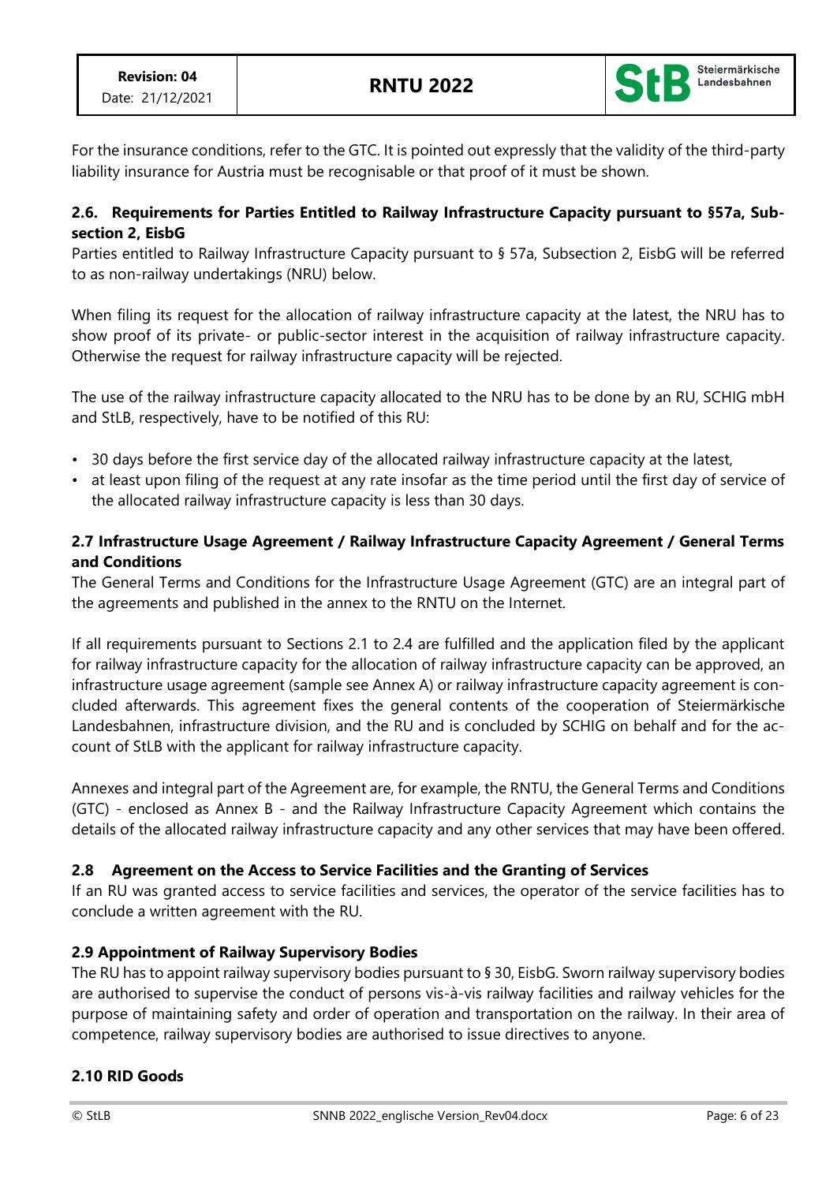For the insurance conditions, refer to the GTC. It is pointed out expressly that the validity of the third-party liability insurance for Austria must be recognisable or that proof of it must be shown.

### 2.6. Requirements for Parties Entitled to Railway Infrastructure Capacity pursuant to §57a, Subsection 2, EisbG

Parties entitled to Railway Infrastructure Capacity pursuant to § 57a, Subsection 2, EisbG will be referred to as non-railway undertakings (NRU) below.

When filing its request for the allocation of railway infrastructure capacity at the latest, the NRU has to show proof of its private- or public-sector interest in the acquisition of railway infrastructure capacity. Otherwise the request for railway infrastructure capacity will be rejected.

The use of the railway infrastructure capacity allocated to the NRU has to be done by an RU, SCHIG mbH and StLB, respectively, have to be notified of this RU:

- 30 days before the first service day of the allocated railway infrastructure capacity at the latest,
- at least upon filing of the request at any rate insofar as the time period until the first day of service of the allocated railway infrastructure capacity is less than 30 days.

### 2.7 Infrastructure Usage Agreement / Railway Infrastructure Capacity Agreement / General Terms and Conditions

The General Terms and Conditions for the Infrastructure Usage Agreement (GTC) are an integral part of the agreements and published in the annex to the RNTU on the Internet.

If all requirements pursuant to Sections 2.1 to 2.4 are fulfilled and the application filed by the applicant for railway infrastructure capacity for the allocation of railway infrastructure capacity can be approved, an infrastructure usage agreement (sample see Annex A) or railway infrastructure capacity agreement is concluded afterwards. This agreement fixes the general contents of the cooperation of Steiermärkische Landesbahnen, infrastructure division, and the RU and is concluded by SCHIG on behalf and for the account of StLB with the applicant for railway infrastructure capacity.

Annexes and integral part of the Agreement are, for example, the RNTU, the General Terms and Conditions (GTC) - enclosed as Annex B - and the Railway Infrastructure Capacity Agreement which contains the details of the allocated railway infrastructure capacity and any other services that may have been offered.

### 2.8 Agreement on the Access to Service Facilities and the Granting of Services

If an RU was granted access to service facilities and services, the operator of the service facilities has to conclude a written agreement with the RU.

### 2.9 Appointment of Railway Supervisory Bodies

The RU has to appoint railway supervisory bodies pursuant to § 30, EisbG. Sworn railway supervisory bodies are authorised to supervise the conduct of persons vis-à-vis railway facilities and railway vehicles for the purpose of maintaining safety and order of operation and transportation on the railway. In their area of competence, railway supervisory bodies are authorised to issue directives to anyone.

### 2.10 RID Goods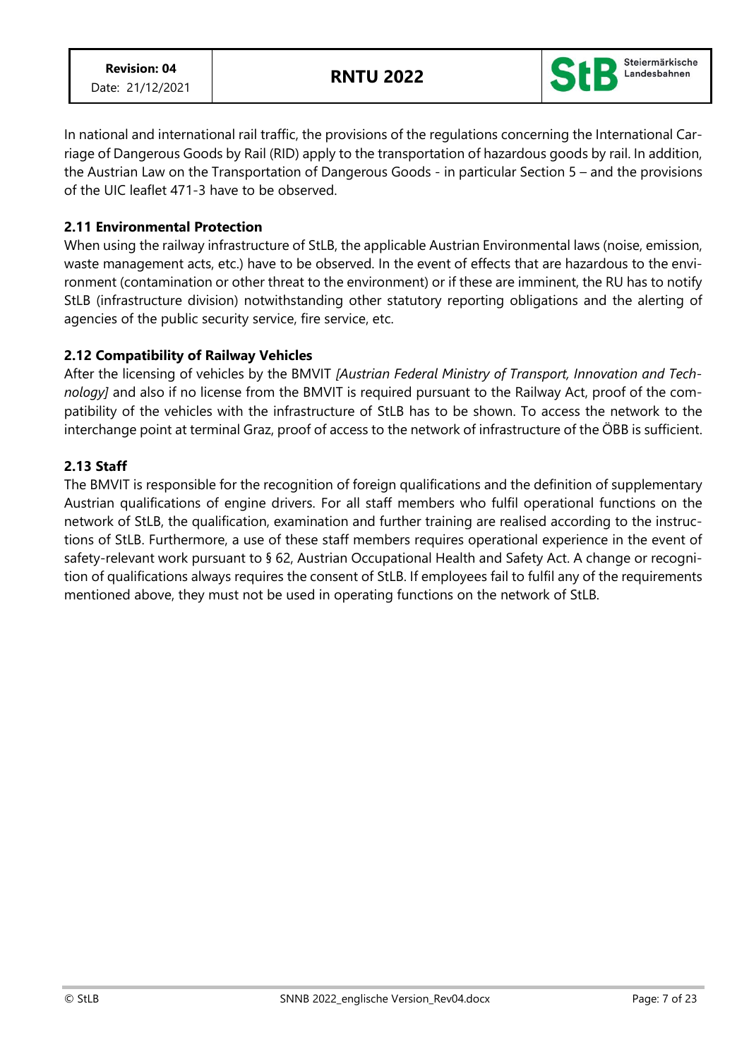In national and international rail traffic, the provisions of the regulations concerning the International Carriage of Dangerous Goods by Rail (RID) apply to the transportation of hazardous goods by rail. In addition, the Austrian Law on the Transportation of Dangerous Goods - in particular Section 5 – and the provisions of the UIC leaflet 471-3 have to be observed.

### 2.11 Environmental Protection

When using the railway infrastructure of StLB, the applicable Austrian Environmental laws (noise, emission, waste management acts, etc.) have to be observed. In the event of effects that are hazardous to the environment (contamination or other threat to the environment) or if these are imminent, the RU has to notify StLB (infrastructure division) notwithstanding other statutory reporting obligations and the alerting of agencies of the public security service, fire service, etc.

### 2.12 Compatibility of Railway Vehicles

After the licensing of vehicles by the BMVIT *[Austrian Federal Ministry of Transport, Innovation and Technology]* and also if no license from the BMVIT is required pursuant to the Railway Act, proof of the compatibility of the vehicles with the infrastructure of StLB has to be shown. To access the network to the interchange point at terminal Graz, proof of access to the network of infrastructure of the ÖBB is sufficient.

### 2.13 Staff

The BMVIT is responsible for the recognition of foreign qualifications and the definition of supplementary Austrian qualifications of engine drivers. For all staff members who fulfil operational functions on the network of StLB, the qualification, examination and further training are realised according to the instructions of StLB. Furthermore, a use of these staff members requires operational experience in the event of safety-relevant work pursuant to § 62, Austrian Occupational Health and Safety Act. A change or recognition of qualifications always requires the consent of StLB. If employees fail to fulfil any of the requirements mentioned above, they must not be used in operating functions on the network of StLB.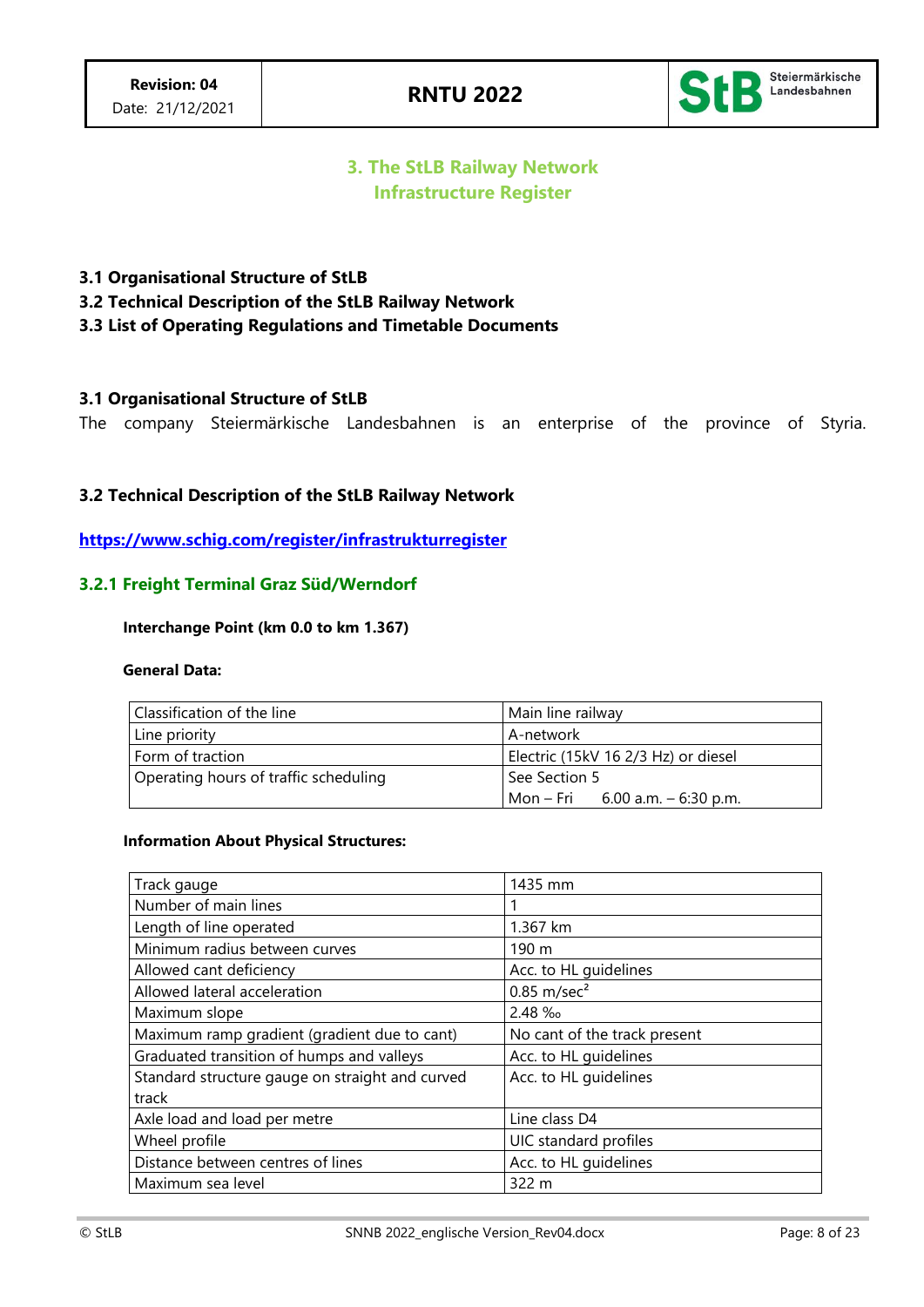# 3. The StLB Railway Network Infrastructure Register

**3.1 Organisational Structure of StLB**
**3.2 Technical Description of the StLB Railway Network**
**3.3 List of Operating Regulations and Timetable Documents**

## 3.1 Organisational Structure of StLB

The company Steiermärkische Landesbahnen is an enterprise of the province of Styria.

## 3.2 Technical Description of the StLB Railway Network

**https://www.schig.com/register/infrastrukturregister**

### 3.2.1 Freight Terminal Graz Süd/Werndorf

**Interchange Point (km 0.0 to km 1.367)**

**General Data:**

| Classification of the line | Main line railway |
|---|---|
| Line priority | A-network |
| Form of traction | Electric (15kV 16 2/3 Hz) or diesel |
| Operating hours of traffic scheduling | See Section 5<br>Mon – Fri 6.00 a.m. – 6:30 p.m. |

**Information About Physical Structures:**

| Track gauge | 1435 mm |
|---|---|
| Number of main lines | 1 |
| Length of line operated | 1.367 km |
| Minimum radius between curves | 190 m |
| Allowed cant deficiency | Acc. to HL guidelines |
| Allowed lateral acceleration | 0.85 m/sec² |
| Maximum slope | 2.48 ‰ |
| Maximum ramp gradient (gradient due to cant) | No cant of the track present |
| Graduated transition of humps and valleys | Acc. to HL guidelines |
| Standard structure gauge on straight and curved track | Acc. to HL guidelines |
| Axle load and load per metre | Line class D4 |
| Wheel profile | UIC standard profiles |
| Distance between centres of lines | Acc. to HL guidelines |
| Maximum sea level | 322 m |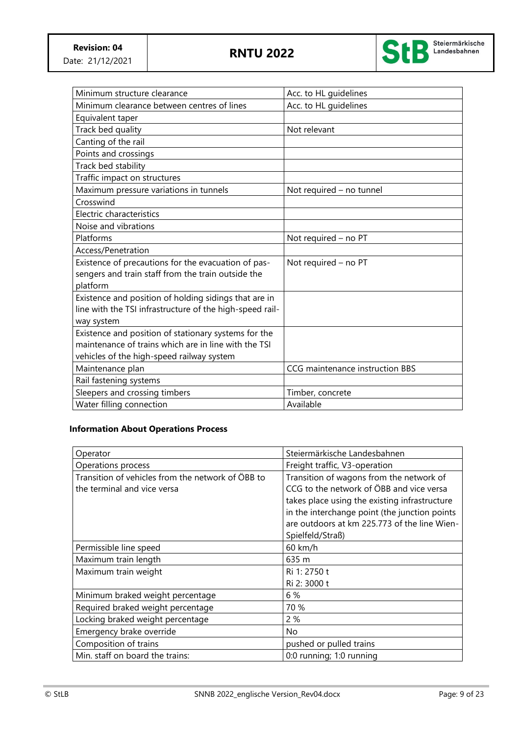| | |
|---|---|
| Minimum structure clearance | Acc. to HL guidelines |
| Minimum clearance between centres of lines | Acc. to HL guidelines |
| Equivalent taper | |
| Track bed quality | Not relevant |
| Canting of the rail | |
| Points and crossings | |
| Track bed stability | |
| Traffic impact on structures | |
| Maximum pressure variations in tunnels | Not required – no tunnel |
| Crosswind | |
| Electric characteristics | |
| Noise and vibrations | |
| Platforms | Not required – no PT |
| Access/Penetration | |
| Existence of precautions for the evacuation of passengers and train staff from the train outside the platform | Not required – no PT |
| Existence and position of holding sidings that are in line with the TSI infrastructure of the high-speed railway system | |
| Existence and position of stationary systems for the maintenance of trains which are in line with the TSI vehicles of the high-speed railway system | |
| Maintenance plan | CCG maintenance instruction BBS |
| Rail fastening systems | |
| Sleepers and crossing timbers | Timber, concrete |
| Water filling connection | Available |

**Information About Operations Process**

| | |
|---|---|
| Operator | Steiermärkische Landesbahnen |
| Operations process | Freight traffic, V3-operation |
| Transition of vehicles from the network of ÖBB to the terminal and vice versa | Transition of wagons from the network of CCG to the network of ÖBB and vice versa takes place using the existing infrastructure in the interchange point (the junction points are outdoors at km 225.773 of the line Wien-Spielfeld/Straß) |
| Permissible line speed | 60 km/h |
| Maximum train length | 635 m |
| Maximum train weight | Ri 1: 2750 t<br>Ri 2: 3000 t |
| Minimum braked weight percentage | 6 % |
| Required braked weight percentage | 70 % |
| Locking braked weight percentage | 2 % |
| Emergency brake override | No |
| Composition of trains | pushed or pulled trains |
| Min. staff on board the trains: | 0:0 running; 1:0 running |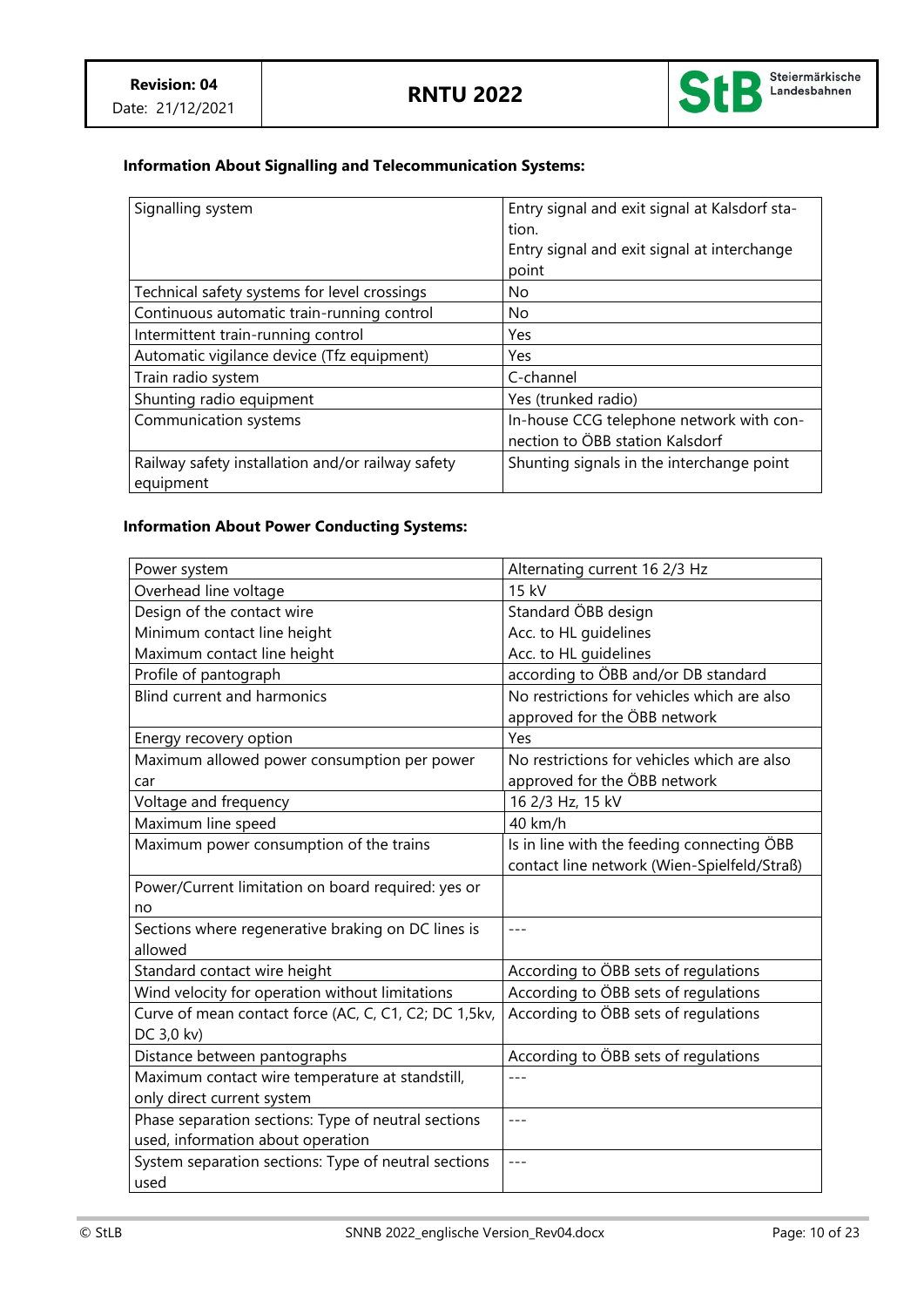**Information About Signalling and Telecommunication Systems:**

| Signalling system | Entry signal and exit signal at Kalsdorf station.<br>Entry signal and exit signal at interchange point |
|---|---|
| Technical safety systems for level crossings | No |
| Continuous automatic train-running control | No |
| Intermittent train-running control | Yes |
| Automatic vigilance device (Tfz equipment) | Yes |
| Train radio system | C-channel |
| Shunting radio equipment | Yes (trunked radio) |
| Communication systems | In-house CCG telephone network with connection to ÖBB station Kalsdorf |
| Railway safety installation and/or railway safety equipment | Shunting signals in the interchange point |

**Information About Power Conducting Systems:**

| Power system | Alternating current 16 2/3 Hz |
|---|---|
| Overhead line voltage | 15 kV |
| Design of the contact wire<br>Minimum contact line height<br>Maximum contact line height | Standard ÖBB design<br>Acc. to HL guidelines<br>Acc. to HL guidelines |
| Profile of pantograph | according to ÖBB and/or DB standard |
| Blind current and harmonics | No restrictions for vehicles which are also approved for the ÖBB network |
| Energy recovery option | Yes |
| Maximum allowed power consumption per power car | No restrictions for vehicles which are also approved for the ÖBB network |
| Voltage and frequency | 16 2/3 Hz, 15 kV |
| Maximum line speed | 40 km/h |
| Maximum power consumption of the trains | Is in line with the feeding connecting ÖBB contact line network (Wien-Spielfeld/Straß) |
| Power/Current limitation on board required: yes or no | |
| Sections where regenerative braking on DC lines is allowed | --- |
| Standard contact wire height | According to ÖBB sets of regulations |
| Wind velocity for operation without limitations | According to ÖBB sets of regulations |
| Curve of mean contact force (AC, C, C1, C2; DC 1,5kv, DC 3,0 kv) | According to ÖBB sets of regulations |
| Distance between pantographs | According to ÖBB sets of regulations |
| Maximum contact wire temperature at standstill, only direct current system | --- |
| Phase separation sections: Type of neutral sections used, information about operation | --- |
| System separation sections: Type of neutral sections used | --- |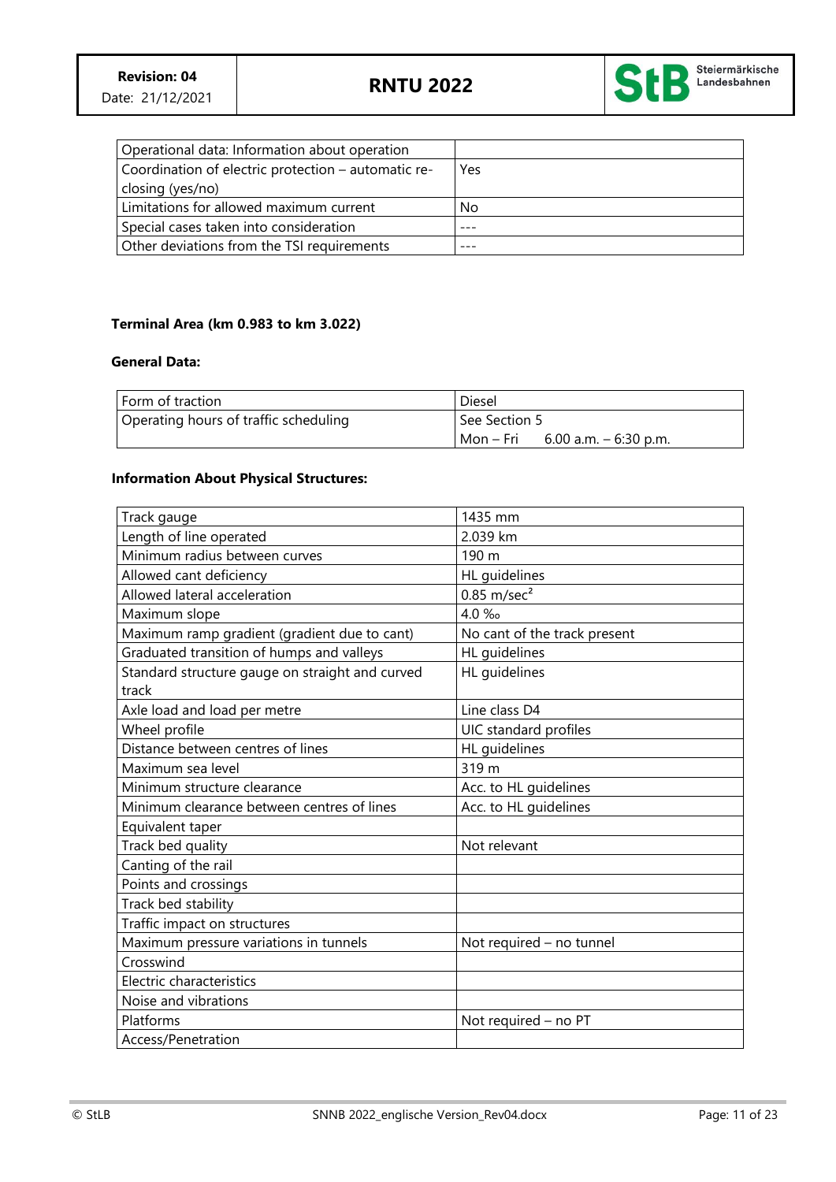| Operational data: Information about operation | |
| --- | --- |
| Coordination of electric protection – automatic re-closing (yes/no) | Yes |
| Limitations for allowed maximum current | No |
| Special cases taken into consideration | --- |
| Other deviations from the TSI requirements | --- |

**Terminal Area (km 0.983 to km 3.022)**

**General Data:**

| Form of traction | Diesel |
| --- | --- |
| Operating hours of traffic scheduling | See Section 5<br>Mon – Fri 6.00 a.m. – 6:30 p.m. |

**Information About Physical Structures:**

| Track gauge | 1435 mm |
| --- | --- |
| Length of line operated | 2.039 km |
| Minimum radius between curves | 190 m |
| Allowed cant deficiency | HL guidelines |
| Allowed lateral acceleration | 0.85 m/sec² |
| Maximum slope | 4.0 ‰ |
| Maximum ramp gradient (gradient due to cant) | No cant of the track present |
| Graduated transition of humps and valleys | HL guidelines |
| Standard structure gauge on straight and curved track | HL guidelines |
| Axle load and load per metre | Line class D4 |
| Wheel profile | UIC standard profiles |
| Distance between centres of lines | HL guidelines |
| Maximum sea level | 319 m |
| Minimum structure clearance | Acc. to HL guidelines |
| Minimum clearance between centres of lines | Acc. to HL guidelines |
| Equivalent taper | |
| Track bed quality | Not relevant |
| Canting of the rail | |
| Points and crossings | |
| Track bed stability | |
| Traffic impact on structures | |
| Maximum pressure variations in tunnels | Not required – no tunnel |
| Crosswind | |
| Electric characteristics | |
| Noise and vibrations | |
| Platforms | Not required – no PT |
| Access/Penetration | |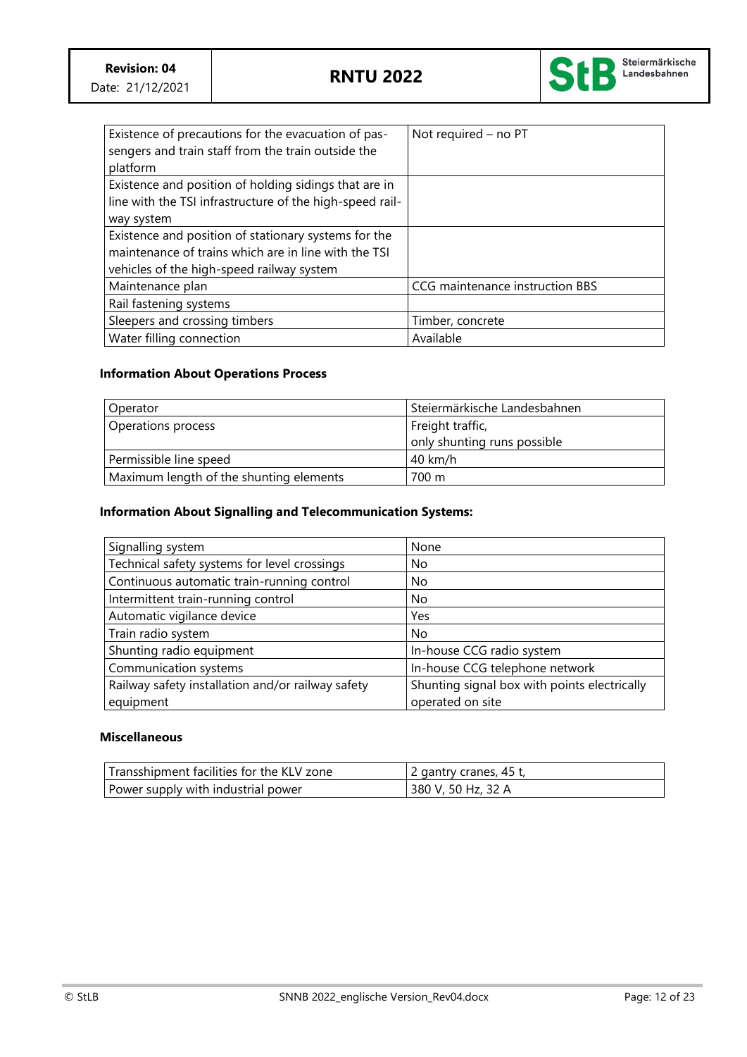| | |
|---|---|
| Existence of precautions for the evacuation of passengers and train staff from the train outside the platform | Not required – no PT |
| Existence and position of holding sidings that are in line with the TSI infrastructure of the high-speed railway system | |
| Existence and position of stationary systems for the maintenance of trains which are in line with the TSI vehicles of the high-speed railway system | |
| Maintenance plan | CCG maintenance instruction BBS |
| Rail fastening systems | |
| Sleepers and crossing timbers | Timber, concrete |
| Water filling connection | Available |

**Information About Operations Process**

| | |
|---|---|
| Operator | Steiermärkische Landesbahnen |
| Operations process | Freight traffic,<br>only shunting runs possible |
| Permissible line speed | 40 km/h |
| Maximum length of the shunting elements | 700 m |

**Information About Signalling and Telecommunication Systems:**

| | |
|---|---|
| Signalling system | None |
| Technical safety systems for level crossings | No |
| Continuous automatic train-running control | No |
| Intermittent train-running control | No |
| Automatic vigilance device | Yes |
| Train radio system | No |
| Shunting radio equipment | In-house CCG radio system |
| Communication systems | In-house CCG telephone network |
| Railway safety installation and/or railway safety equipment | Shunting signal box with points electrically operated on site |

**Miscellaneous**

| | |
|---|---|
| Transshipment facilities for the KLV zone | 2 gantry cranes, 45 t, |
| Power supply with industrial power | 380 V, 50 Hz, 32 A |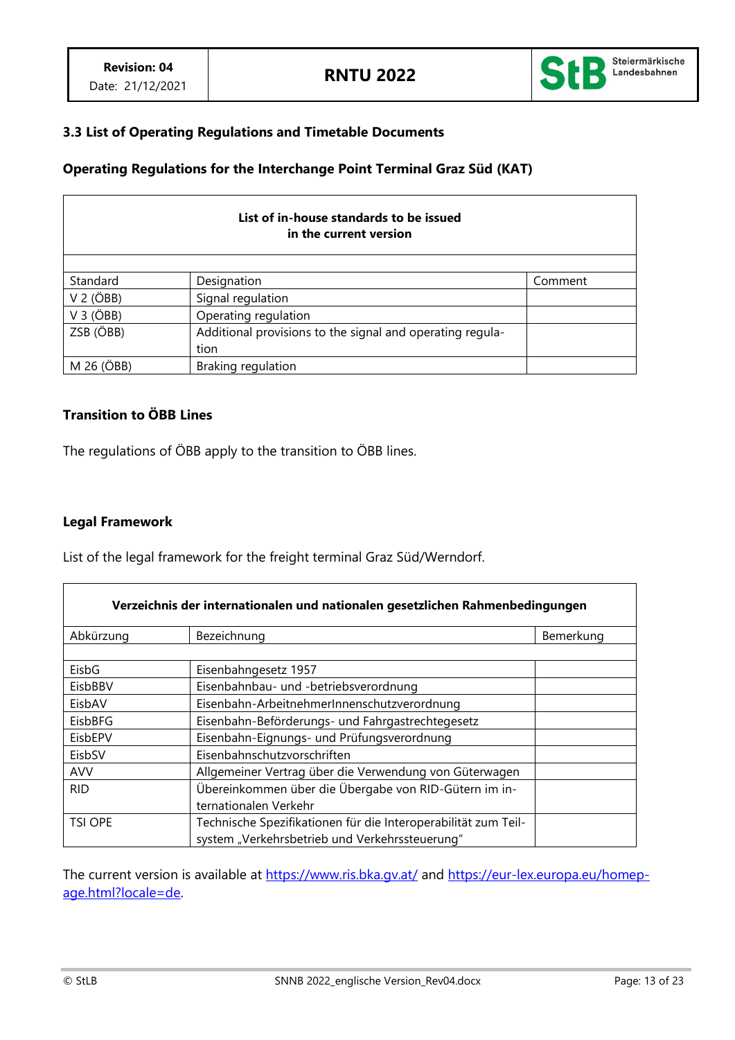### 3.3 List of Operating Regulations and Timetable Documents

#### Operating Regulations for the Interchange Point Terminal Graz Süd (KAT)

| List of in-house standards to be issued in the current version | | |
|---|---|---|
| Standard | Designation | Comment |
| V 2 (ÖBB) | Signal regulation | |
| V 3 (ÖBB) | Operating regulation | |
| ZSB (ÖBB) | Additional provisions to the signal and operating regulation | |
| M 26 (ÖBB) | Braking regulation | |

#### Transition to ÖBB Lines

The regulations of ÖBB apply to the transition to ÖBB lines.

#### Legal Framework

List of the legal framework for the freight terminal Graz Süd/Werndorf.

| Verzeichnis der internationalen und nationalen gesetzlichen Rahmenbedingungen | | |
|---|---|---|
| Abkürzung | Bezeichnung | Bemerkung |
| EisbG | Eisenbahngesetz 1957 | |
| EisbBBV | Eisenbahnbau- und -betriebsverordnung | |
| EisbAV | Eisenbahn-ArbeitnehmerInnenschutzverordnung | |
| EisbBFG | Eisenbahn-Beförderungs- und Fahrgastrechtegesetz | |
| EisbEPV | Eisenbahn-Eignungs- und Prüfungsverordnung | |
| EisbSV | Eisenbahnschutzvorschriften | |
| AVV | Allgemeiner Vertrag über die Verwendung von Güterwagen | |
| RID | Übereinkommen über die Übergabe von RID-Gütern im internationalen Verkehr | |
| TSI OPE | Technische Spezifikationen für die Interoperabilität zum Teilsystem „Verkehrsbetrieb und Verkehrssteuerung" | |

The current version is available at https://www.ris.bka.gv.at/ and https://eur-lex.europa.eu/homepage.html?locale=de.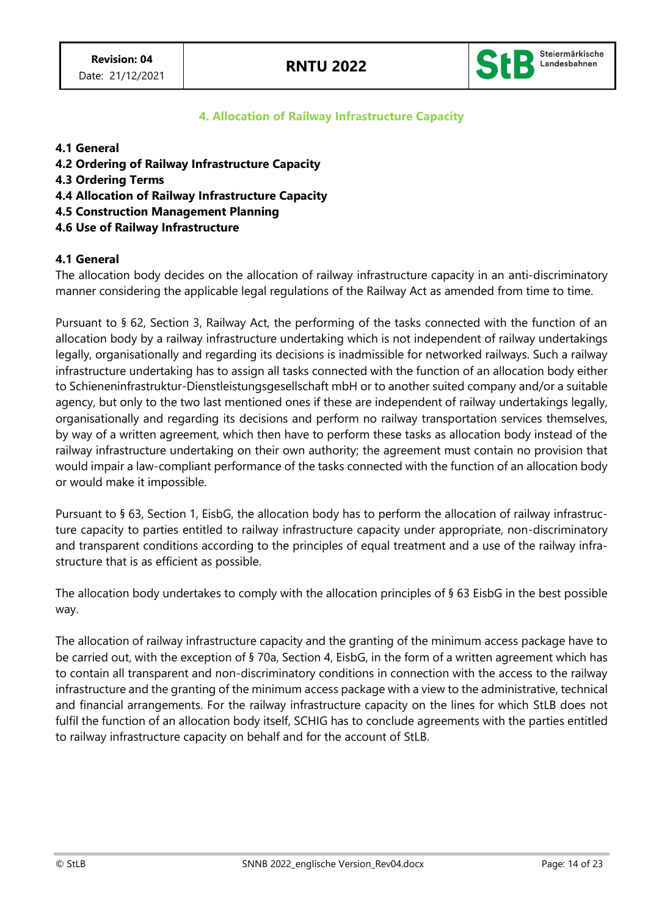# 4. Allocation of Railway Infrastructure Capacity

**4.1 General**
**4.2 Ordering of Railway Infrastructure Capacity**
**4.3 Ordering Terms**
**4.4 Allocation of Railway Infrastructure Capacity**
**4.5 Construction Management Planning**
**4.6 Use of Railway Infrastructure**

## 4.1 General

The allocation body decides on the allocation of railway infrastructure capacity in an anti-discriminatory manner considering the applicable legal regulations of the Railway Act as amended from time to time.

Pursuant to § 62, Section 3, Railway Act, the performing of the tasks connected with the function of an allocation body by a railway infrastructure undertaking which is not independent of railway undertakings legally, organisationally and regarding its decisions is inadmissible for networked railways. Such a railway infrastructure undertaking has to assign all tasks connected with the function of an allocation body either to Schieneninfrastruktur-Dienstleistungsgesellschaft mbH or to another suited company and/or a suitable agency, but only to the two last mentioned ones if these are independent of railway undertakings legally, organisationally and regarding its decisions and perform no railway transportation services themselves, by way of a written agreement, which then have to perform these tasks as allocation body instead of the railway infrastructure undertaking on their own authority; the agreement must contain no provision that would impair a law-compliant performance of the tasks connected with the function of an allocation body or would make it impossible.

Pursuant to § 63, Section 1, EisbG, the allocation body has to perform the allocation of railway infrastructure capacity to parties entitled to railway infrastructure capacity under appropriate, non-discriminatory and transparent conditions according to the principles of equal treatment and a use of the railway infrastructure that is as efficient as possible.

The allocation body undertakes to comply with the allocation principles of § 63 EisbG in the best possible way.

The allocation of railway infrastructure capacity and the granting of the minimum access package have to be carried out, with the exception of § 70a, Section 4, EisbG, in the form of a written agreement which has to contain all transparent and non-discriminatory conditions in connection with the access to the railway infrastructure and the granting of the minimum access package with a view to the administrative, technical and financial arrangements. For the railway infrastructure capacity on the lines for which StLB does not fulfil the function of an allocation body itself, SCHIG has to conclude agreements with the parties entitled to railway infrastructure capacity on behalf and for the account of StLB.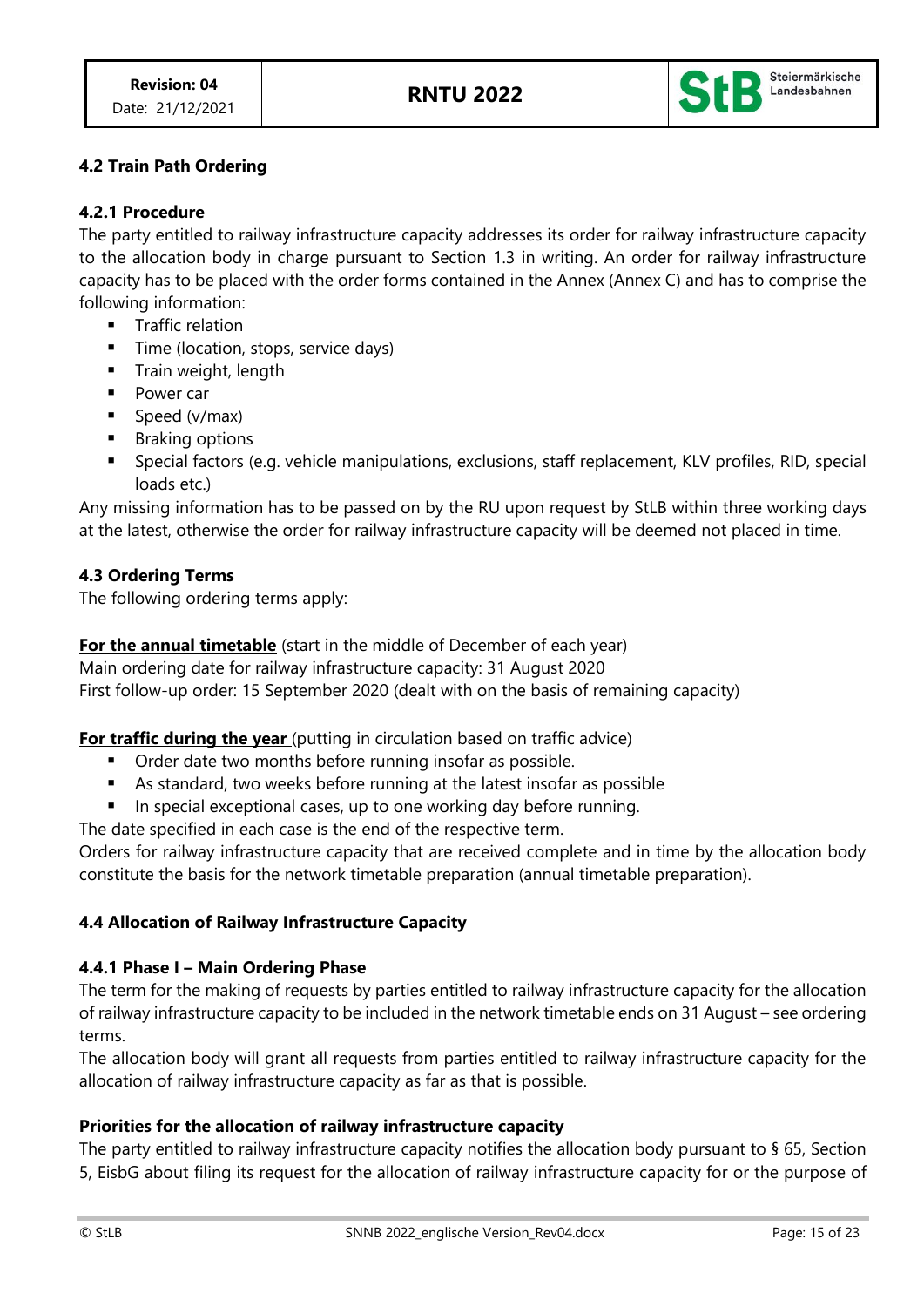### 4.2 Train Path Ordering

#### 4.2.1 Procedure

The party entitled to railway infrastructure capacity addresses its order for railway infrastructure capacity to the allocation body in charge pursuant to Section 1.3 in writing. An order for railway infrastructure capacity has to be placed with the order forms contained in the Annex (Annex C) and has to comprise the following information:

- Traffic relation
- Time (location, stops, service days)
- Train weight, length
- Power car
- Speed (v/max)
- Braking options
- Special factors (e.g. vehicle manipulations, exclusions, staff replacement, KLV profiles, RID, special loads etc.)

Any missing information has to be passed on by the RU upon request by StLB within three working days at the latest, otherwise the order for railway infrastructure capacity will be deemed not placed in time.

### 4.3 Ordering Terms

The following ordering terms apply:

**For the annual timetable** (start in the middle of December of each year)
Main ordering date for railway infrastructure capacity: 31 August 2020
First follow-up order: 15 September 2020 (dealt with on the basis of remaining capacity)

**For traffic during the year** (putting in circulation based on traffic advice)

- Order date two months before running insofar as possible.
- As standard, two weeks before running at the latest insofar as possible
- In special exceptional cases, up to one working day before running.

The date specified in each case is the end of the respective term.
Orders for railway infrastructure capacity that are received complete and in time by the allocation body constitute the basis for the network timetable preparation (annual timetable preparation).

### 4.4 Allocation of Railway Infrastructure Capacity

#### 4.4.1 Phase I – Main Ordering Phase

The term for the making of requests by parties entitled to railway infrastructure capacity for the allocation of railway infrastructure capacity to be included in the network timetable ends on 31 August – see ordering terms.
The allocation body will grant all requests from parties entitled to railway infrastructure capacity for the allocation of railway infrastructure capacity as far as that is possible.

**Priorities for the allocation of railway infrastructure capacity**

The party entitled to railway infrastructure capacity notifies the allocation body pursuant to § 65, Section 5, EisbG about filing its request for the allocation of railway infrastructure capacity for or the purpose of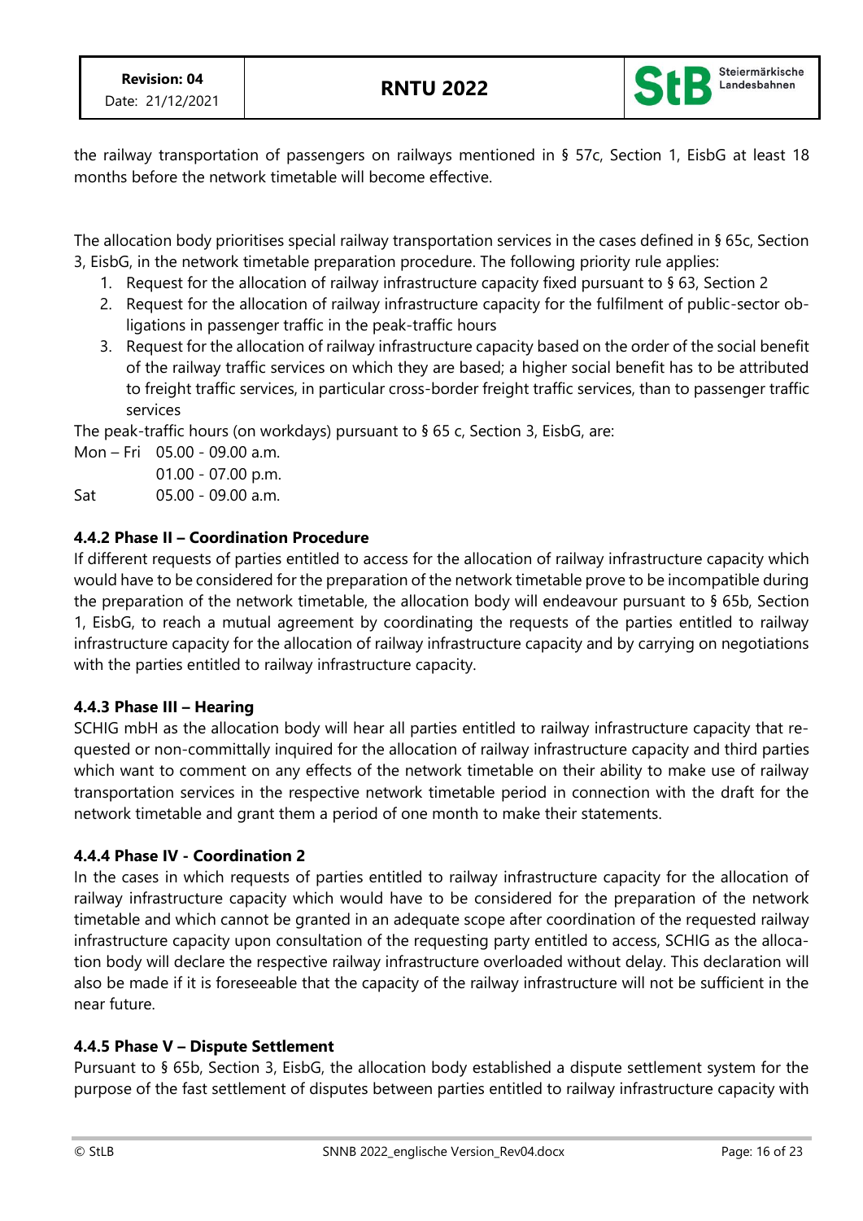the railway transportation of passengers on railways mentioned in § 57c, Section 1, EisbG at least 18 months before the network timetable will become effective.

The allocation body prioritises special railway transportation services in the cases defined in § 65c, Section 3, EisbG, in the network timetable preparation procedure. The following priority rule applies:

1. Request for the allocation of railway infrastructure capacity fixed pursuant to § 63, Section 2
2. Request for the allocation of railway infrastructure capacity for the fulfilment of public-sector obligations in passenger traffic in the peak-traffic hours
3. Request for the allocation of railway infrastructure capacity based on the order of the social benefit of the railway traffic services on which they are based; a higher social benefit has to be attributed to freight traffic services, in particular cross-border freight traffic services, than to passenger traffic services

The peak-traffic hours (on workdays) pursuant to § 65 c, Section 3, EisbG, are:

| | |
|---|---|
| Mon – Fri | 05.00 - 09.00 a.m. |
| | 01.00 - 07.00 p.m. |
| Sat | 05.00 - 09.00 a.m. |

### 4.4.2 Phase II – Coordination Procedure

If different requests of parties entitled to access for the allocation of railway infrastructure capacity which would have to be considered for the preparation of the network timetable prove to be incompatible during the preparation of the network timetable, the allocation body will endeavour pursuant to § 65b, Section 1, EisbG, to reach a mutual agreement by coordinating the requests of the parties entitled to railway infrastructure capacity for the allocation of railway infrastructure capacity and by carrying on negotiations with the parties entitled to railway infrastructure capacity.

### 4.4.3 Phase III – Hearing

SCHIG mbH as the allocation body will hear all parties entitled to railway infrastructure capacity that requested or non-committally inquired for the allocation of railway infrastructure capacity and third parties which want to comment on any effects of the network timetable on their ability to make use of railway transportation services in the respective network timetable period in connection with the draft for the network timetable and grant them a period of one month to make their statements.

### 4.4.4 Phase IV - Coordination 2

In the cases in which requests of parties entitled to railway infrastructure capacity for the allocation of railway infrastructure capacity which would have to be considered for the preparation of the network timetable and which cannot be granted in an adequate scope after coordination of the requested railway infrastructure capacity upon consultation of the requesting party entitled to access, SCHIG as the allocation body will declare the respective railway infrastructure overloaded without delay. This declaration will also be made if it is foreseeable that the capacity of the railway infrastructure will not be sufficient in the near future.

### 4.4.5 Phase V – Dispute Settlement

Pursuant to § 65b, Section 3, EisbG, the allocation body established a dispute settlement system for the purpose of the fast settlement of disputes between parties entitled to railway infrastructure capacity with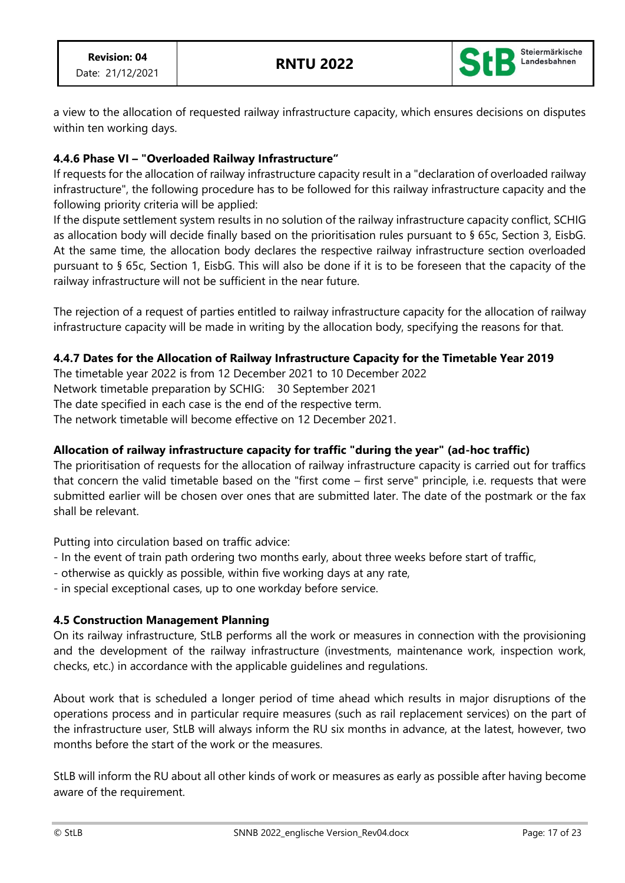a view to the allocation of requested railway infrastructure capacity, which ensures decisions on disputes within ten working days.

#### 4.4.6 Phase VI – "Overloaded Railway Infrastructure"

If requests for the allocation of railway infrastructure capacity result in a "declaration of overloaded railway infrastructure", the following procedure has to be followed for this railway infrastructure capacity and the following priority criteria will be applied:

If the dispute settlement system results in no solution of the railway infrastructure capacity conflict, SCHIG as allocation body will decide finally based on the prioritisation rules pursuant to § 65c, Section 3, EisbG. At the same time, the allocation body declares the respective railway infrastructure section overloaded pursuant to § 65c, Section 1, EisbG. This will also be done if it is to be foreseen that the capacity of the railway infrastructure will not be sufficient in the near future.

The rejection of a request of parties entitled to railway infrastructure capacity for the allocation of railway infrastructure capacity will be made in writing by the allocation body, specifying the reasons for that.

#### 4.4.7 Dates for the Allocation of Railway Infrastructure Capacity for the Timetable Year 2019

The timetable year 2022 is from 12 December 2021 to 10 December 2022
Network timetable preparation by SCHIG: 30 September 2021
The date specified in each case is the end of the respective term.
The network timetable will become effective on 12 December 2021.

**Allocation of railway infrastructure capacity for traffic "during the year" (ad-hoc traffic)**

The prioritisation of requests for the allocation of railway infrastructure capacity is carried out for traffics that concern the valid timetable based on the "first come – first serve" principle, i.e. requests that were submitted earlier will be chosen over ones that are submitted later. The date of the postmark or the fax shall be relevant.

Putting into circulation based on traffic advice:

- In the event of train path ordering two months early, about three weeks before start of traffic,
- otherwise as quickly as possible, within five working days at any rate,
- in special exceptional cases, up to one workday before service.

### 4.5 Construction Management Planning

On its railway infrastructure, StLB performs all the work or measures in connection with the provisioning and the development of the railway infrastructure (investments, maintenance work, inspection work, checks, etc.) in accordance with the applicable guidelines and regulations.

About work that is scheduled a longer period of time ahead which results in major disruptions of the operations process and in particular require measures (such as rail replacement services) on the part of the infrastructure user, StLB will always inform the RU six months in advance, at the latest, however, two months before the start of the work or the measures.

StLB will inform the RU about all other kinds of work or measures as early as possible after having become aware of the requirement.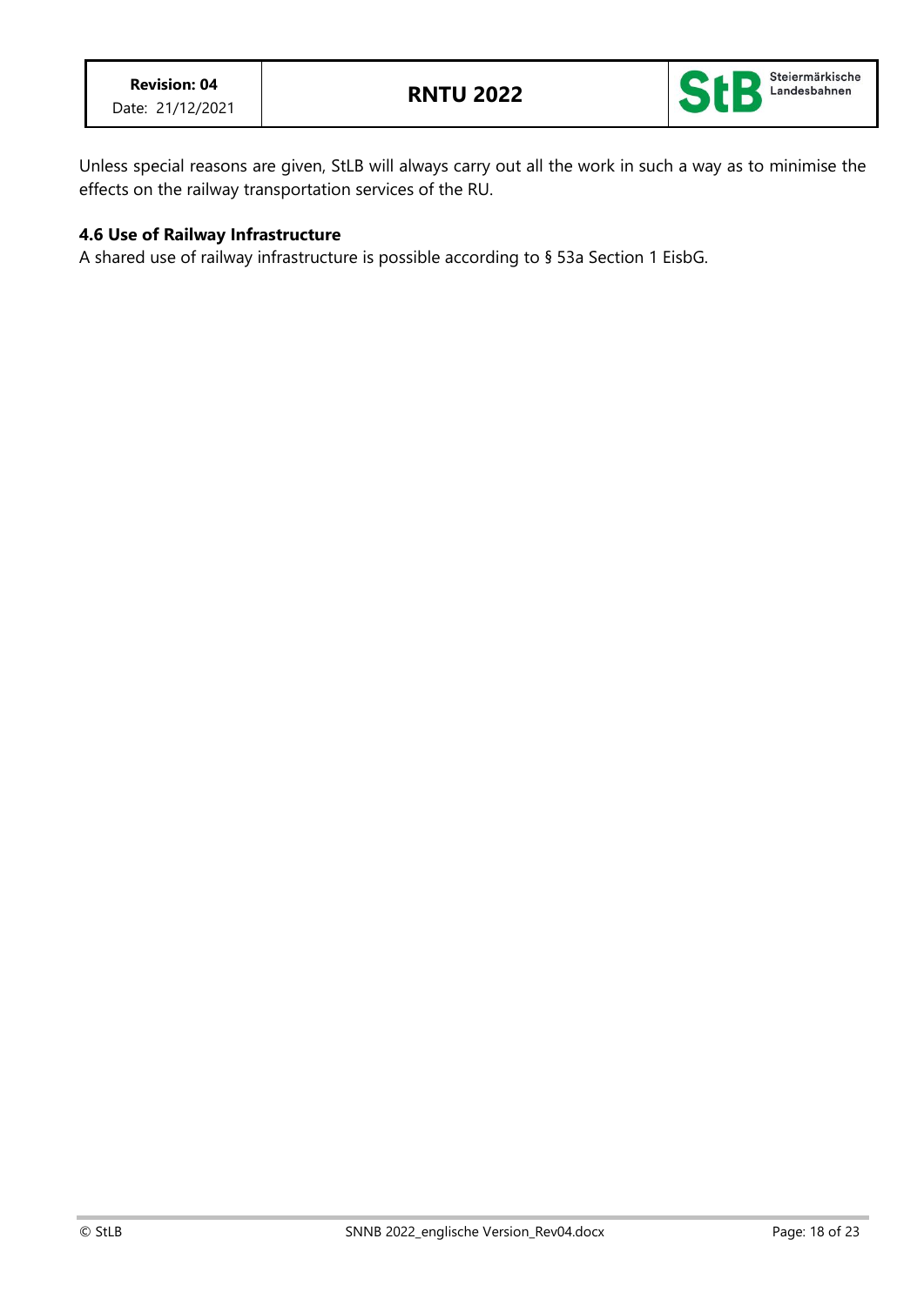Unless special reasons are given, StLB will always carry out all the work in such a way as to minimise the effects on the railway transportation services of the RU.

### 4.6 Use of Railway Infrastructure

A shared use of railway infrastructure is possible according to § 53a Section 1 EisbG.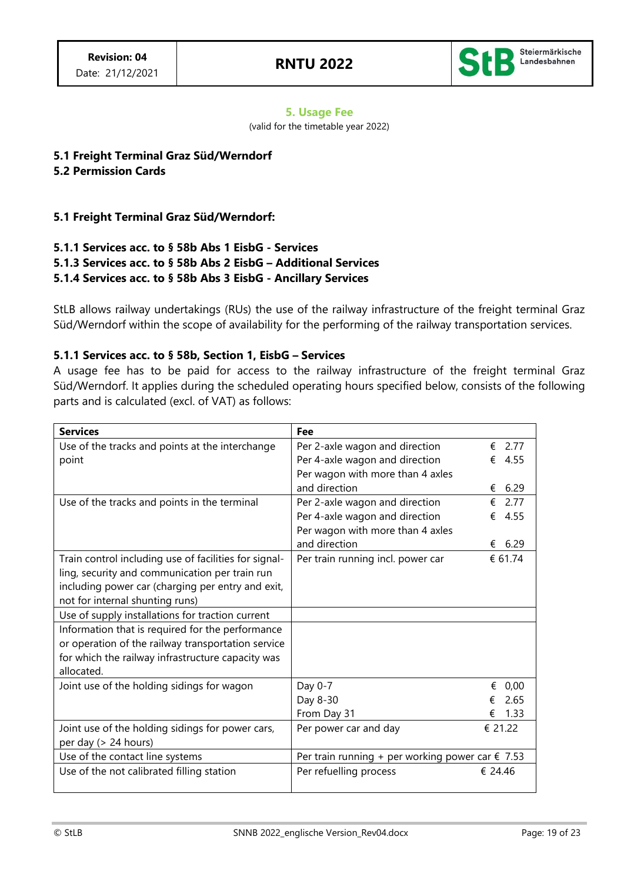## 5. Usage Fee

(valid for the timetable year 2022)

**5.1 Freight Terminal Graz Süd/Werndorf**
**5.2 Permission Cards**

### 5.1 Freight Terminal Graz Süd/Werndorf:

**5.1.1 Services acc. to § 58b Abs 1 EisbG - Services**
**5.1.3 Services acc. to § 58b Abs 2 EisbG – Additional Services**
**5.1.4 Services acc. to § 58b Abs 3 EisbG - Ancillary Services**

StLB allows railway undertakings (RUs) the use of the railway infrastructure of the freight terminal Graz Süd/Werndorf within the scope of availability for the performing of the railway transportation services.

#### 5.1.1 Services acc. to § 58b, Section 1, EisbG – Services

A usage fee has to be paid for access to the railway infrastructure of the freight terminal Graz Süd/Werndorf. It applies during the scheduled operating hours specified below, consists of the following parts and is calculated (excl. of VAT) as follows:

| Services | Fee | |
|---|---|---|
| Use of the tracks and points at the interchange point | Per 2-axle wagon and direction<br>Per 4-axle wagon and direction<br>Per wagon with more than 4 axles and direction | € 2.77<br>€ 4.55<br>€ 6.29 |
| Use of the tracks and points in the terminal | Per 2-axle wagon and direction<br>Per 4-axle wagon and direction<br>Per wagon with more than 4 axles and direction | € 2.77<br>€ 4.55<br>€ 6.29 |
| Train control including use of facilities for signalling, security and communication per train run including power car (charging per entry and exit, not for internal shunting runs) | Per train running incl. power car | € 61.74 |
| Use of supply installations for traction current | | |
| Information that is required for the performance or operation of the railway transportation service for which the railway infrastructure capacity was allocated. | | |
| Joint use of the holding sidings for wagon | Day 0-7<br>Day 8-30<br>From Day 31 | € 0,00<br>€ 2.65<br>€ 1.33 |
| Joint use of the holding sidings for power cars, per day (> 24 hours) | Per power car and day | € 21.22 |
| Use of the contact line systems | Per train running + per working power car | € 7.53 |
| Use of the not calibrated filling station | Per refuelling process | € 24.46 |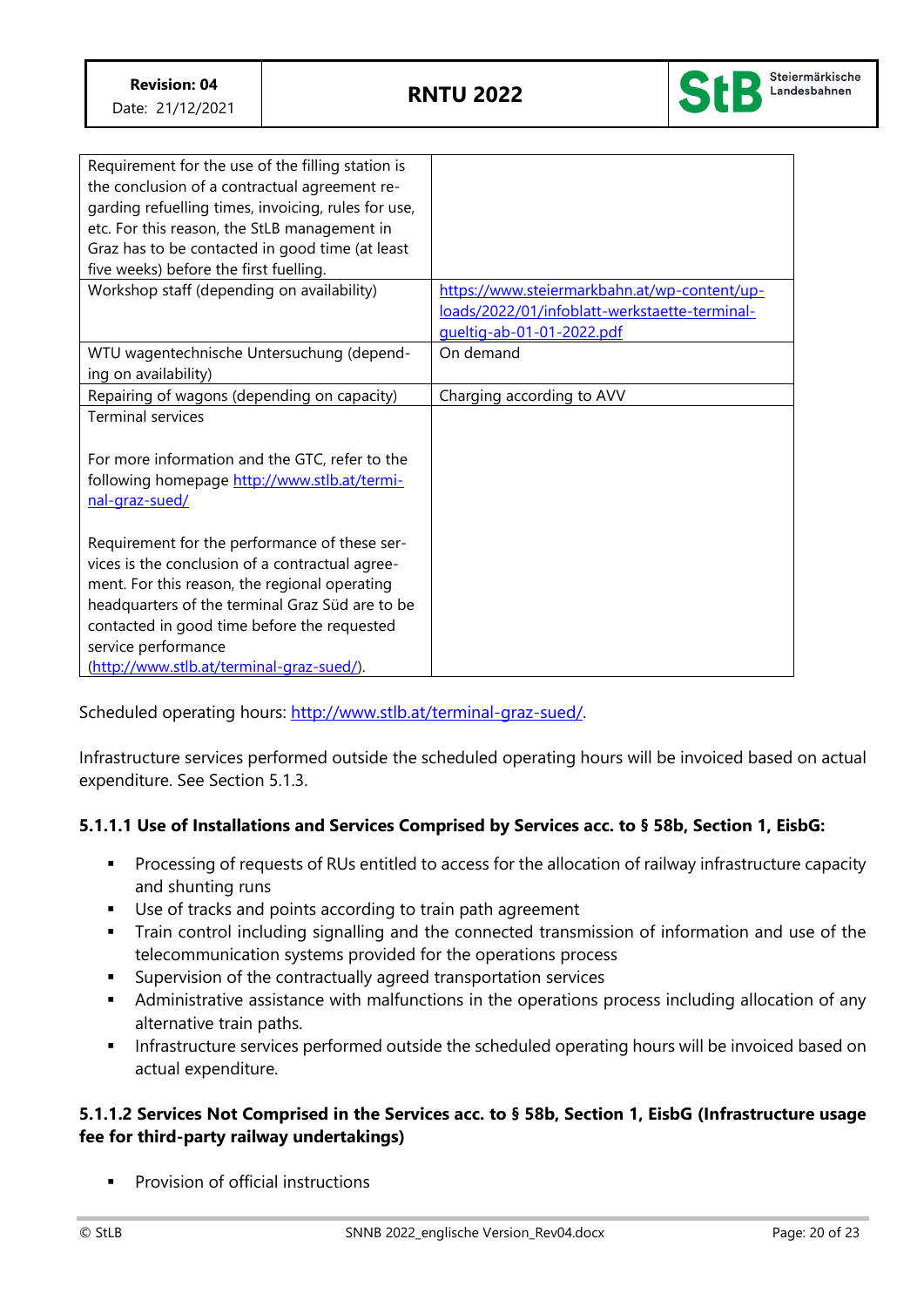| | |
|---|---|
| Requirement for the use of the filling station is the conclusion of a contractual agreement regarding refuelling times, invoicing, rules for use, etc. For this reason, the StLB management in Graz has to be contacted in good time (at least five weeks) before the first fuelling. | |
| Workshop staff (depending on availability) | https://www.steiermarkbahn.at/wp-content/uploads/2022/01/infoblatt-werkstaette-terminal-gueltig-ab-01-01-2022.pdf |
| WTU wagentechnische Untersuchung (depending on availability) | On demand |
| Repairing of wagons (depending on capacity) | Charging according to AVV |
| Terminal services<br><br>For more information and the GTC, refer to the following homepage http://www.stlb.at/terminal-graz-sued/<br><br>Requirement for the performance of these services is the conclusion of a contractual agreement. For this reason, the regional operating headquarters of the terminal Graz Süd are to be contacted in good time before the requested service performance (http://www.stlb.at/terminal-graz-sued/). | |

Scheduled operating hours: http://www.stlb.at/terminal-graz-sued/.

Infrastructure services performed outside the scheduled operating hours will be invoiced based on actual expenditure. See Section 5.1.3.

#### 5.1.1.1 Use of Installations and Services Comprised by Services acc. to § 58b, Section 1, EisbG:

- Processing of requests of RUs entitled to access for the allocation of railway infrastructure capacity and shunting runs
- Use of tracks and points according to train path agreement
- Train control including signalling and the connected transmission of information and use of the telecommunication systems provided for the operations process
- Supervision of the contractually agreed transportation services
- Administrative assistance with malfunctions in the operations process including allocation of any alternative train paths.
- Infrastructure services performed outside the scheduled operating hours will be invoiced based on actual expenditure.

#### 5.1.1.2 Services Not Comprised in the Services acc. to § 58b, Section 1, EisbG (Infrastructure usage fee for third-party railway undertakings)

- Provision of official instructions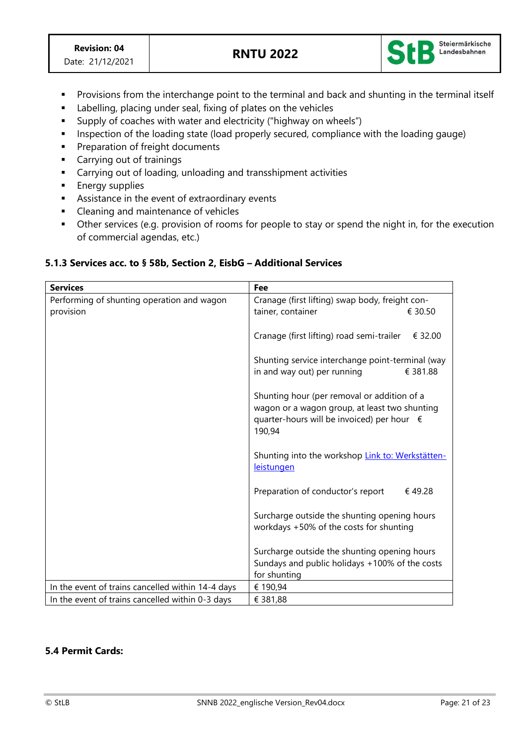- Provisions from the interchange point to the terminal and back and shunting in the terminal itself
- Labelling, placing under seal, fixing of plates on the vehicles
- Supply of coaches with water and electricity ("highway on wheels")
- Inspection of the loading state (load properly secured, compliance with the loading gauge)
- Preparation of freight documents
- Carrying out of trainings
- Carrying out of loading, unloading and transshipment activities
- Energy supplies
- Assistance in the event of extraordinary events
- Cleaning and maintenance of vehicles
- Other services (e.g. provision of rooms for people to stay or spend the night in, for the execution of commercial agendas, etc.)

### 5.1.3 Services acc. to § 58b, Section 2, EisbG – Additional Services

| Services | Fee |
|---|---|
| Performing of shunting operation and wagon provision | Cranage (first lifting) swap body, freight container, container € 30.50<br><br>Cranage (first lifting) road semi-trailer € 32.00<br><br>Shunting service interchange point-terminal (way in and way out) per running € 381.88<br><br>Shunting hour (per removal or addition of a wagon or a wagon group, at least two shunting quarter-hours will be invoiced) per hour € 190,94<br><br>Shunting into the workshop [Link to: Werkstätten-leistungen]<br><br>Preparation of conductor's report € 49.28<br><br>Surcharge outside the shunting opening hours workdays +50% of the costs for shunting<br><br>Surcharge outside the shunting opening hours Sundays and public holidays +100% of the costs for shunting |
| In the event of trains cancelled within 14-4 days | € 190,94 |
| In the event of trains cancelled within 0-3 days | € 381,88 |

### 5.4 Permit Cards: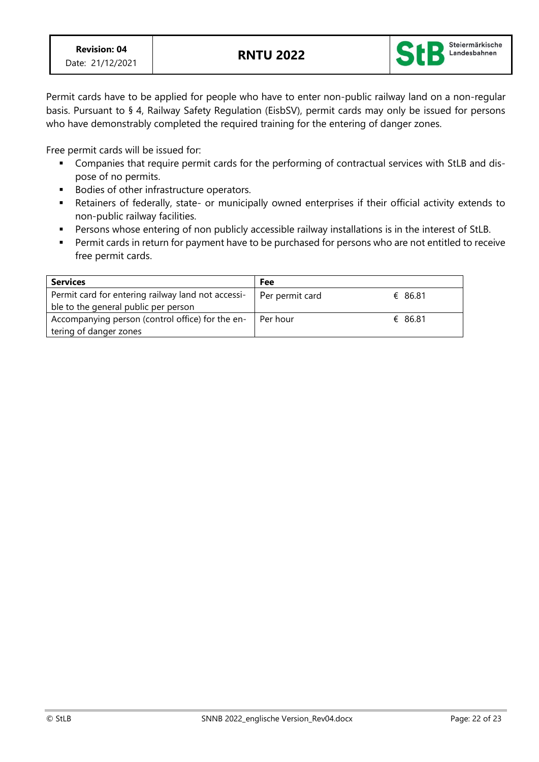Permit cards have to be applied for people who have to enter non-public railway land on a non-regular basis. Pursuant to § 4, Railway Safety Regulation (EisbSV), permit cards may only be issued for persons who have demonstrably completed the required training for the entering of danger zones.

Free permit cards will be issued for:

- Companies that require permit cards for the performing of contractual services with StLB and dispose of no permits.
- Bodies of other infrastructure operators.
- Retainers of federally, state- or municipally owned enterprises if their official activity extends to non-public railway facilities.
- Persons whose entering of non publicly accessible railway installations is in the interest of StLB.
- Permit cards in return for payment have to be purchased for persons who are not entitled to receive free permit cards.

| **Services** | **Fee** | |
|---|---|---|
| Permit card for entering railway land not accessible to the general public per person | Per permit card | € 86.81 |
| Accompanying person (control office) for the entering of danger zones | Per hour | € 86.81 |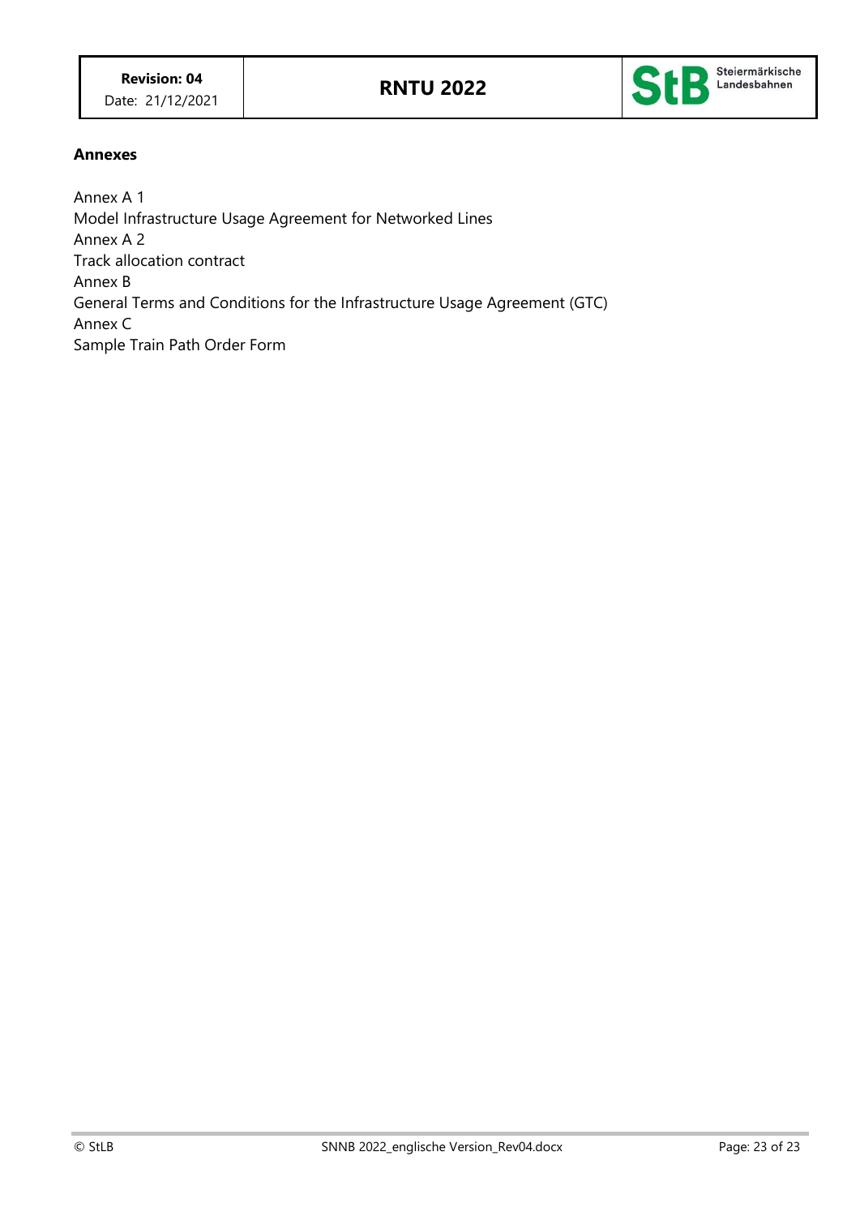**Annexes**

Annex A 1
Model Infrastructure Usage Agreement for Networked Lines
Annex A 2
Track allocation contract
Annex B
General Terms and Conditions for the Infrastructure Usage Agreement (GTC)
Annex C
Sample Train Path Order Form